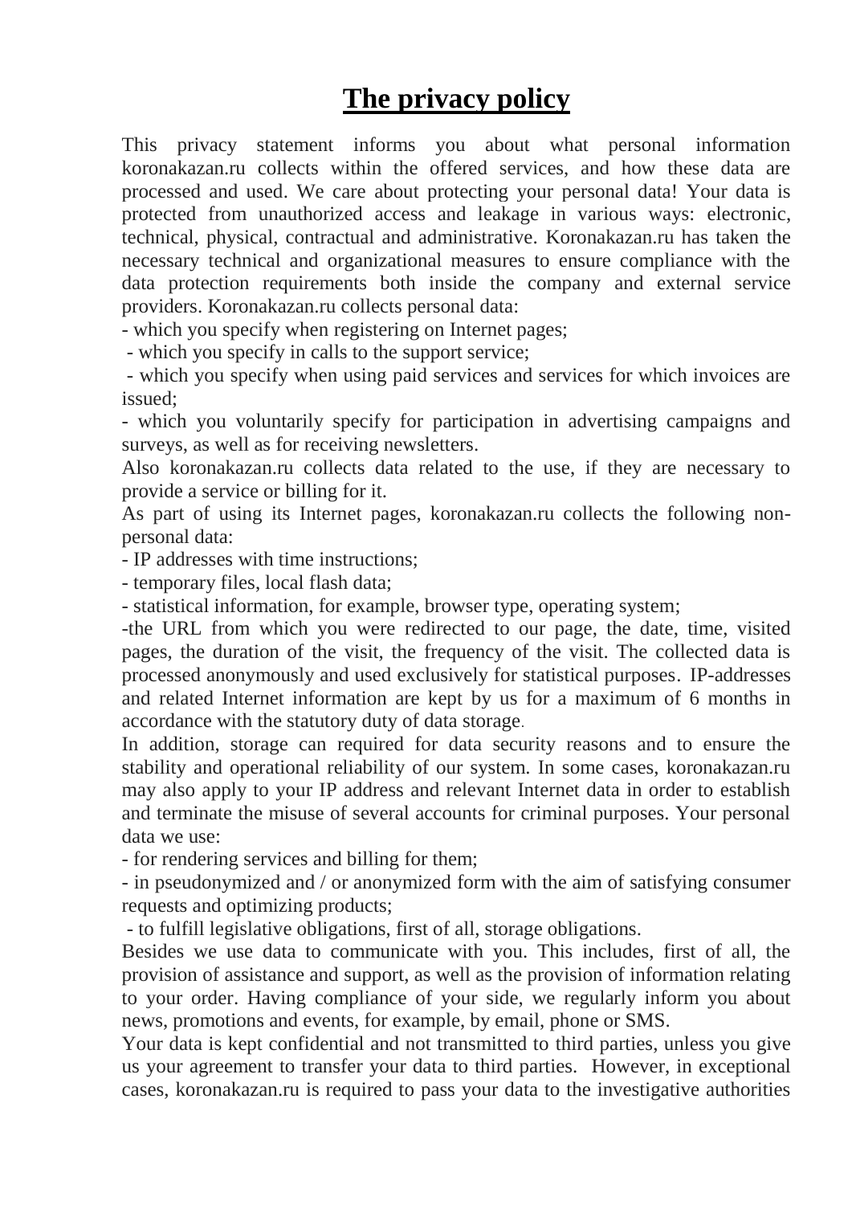# The privacy policy

This privacy statement informs you about what personal information koronakazan.ru collects within the offered services, and how these data are processed and used. We care about protecting your personal data! Your data is protected from unauthorized access and leakage in various ways: electronic, technical, physical, contractual and administrative. Koronakazan.ru has taken the necessary technical and organizational measures to ensure compliance with the data protection requirements both inside the company and external service providers. Koronakazan.ru collects personal data:

- which you specify when registering on Internet pages;
- which you specify in calls to the support service;
- which you specify when using paid services and services for which invoices are issued;
- which you voluntarily specify for participation in advertising campaigns and surveys, as well as for receiving newsletters.

Also koronakazan.ru collects data related to the use, if they are necessary to provide a service or billing for it.

As part of using its Internet pages, koronakazan.ru collects the following non-personal data:

- IP addresses with time instructions;
- temporary files, local flash data;
- statistical information, for example, browser type, operating system;
- the URL from which you were redirected to our page, the date, time, visited pages, the duration of the visit, the frequency of the visit. The collected data is processed anonymously and used exclusively for statistical purposes. IP-addresses and related Internet information are kept by us for a maximum of 6 months in accordance with the statutory duty of data storage.

In addition, storage can required for data security reasons and to ensure the stability and operational reliability of our system. In some cases, koronakazan.ru may also apply to your IP address and relevant Internet data in order to establish and terminate the misuse of several accounts for criminal purposes. Your personal data we use:

- for rendering services and billing for them;
- in pseudonymized and / or anonymized form with the aim of satisfying consumer requests and optimizing products;
- to fulfill legislative obligations, first of all, storage obligations.

Besides we use data to communicate with you. This includes, first of all, the provision of assistance and support, as well as the provision of information relating to your order. Having compliance of your side, we regularly inform you about news, promotions and events, for example, by email, phone or SMS.

Your data is kept confidential and not transmitted to third parties, unless you give us your agreement to transfer your data to third parties. However, in exceptional cases, koronakazan.ru is required to pass your data to the investigative authorities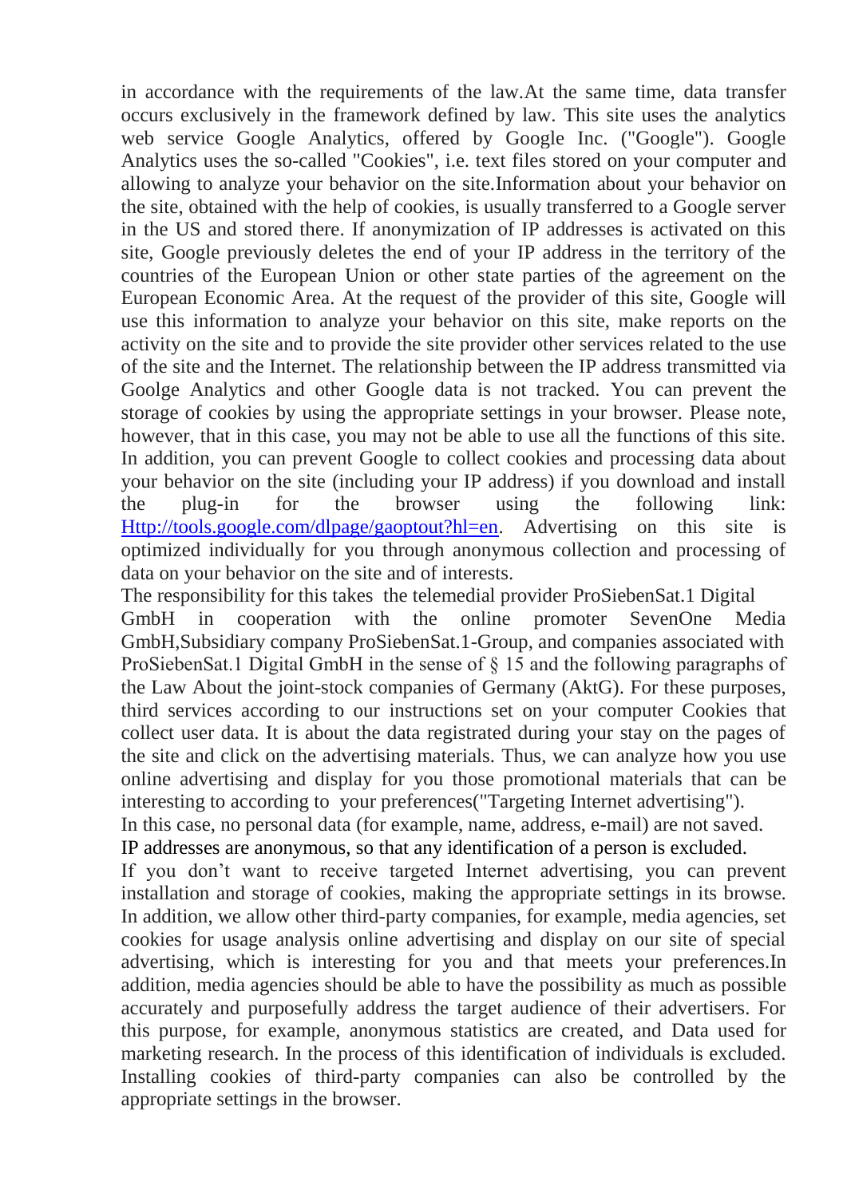in accordance with the requirements of the law.At the same time, data transfer occurs exclusively in the framework defined by law. This site uses the analytics web service Google Analytics, offered by Google Inc. ("Google"). Google Analytics uses the so-called "Cookies", i.e. text files stored on your computer and allowing to analyze your behavior on the site.Information about your behavior on the site, obtained with the help of cookies, is usually transferred to a Google server in the US and stored there. If anonymization of IP addresses is activated on this site, Google previously deletes the end of your IP address in the territory of the countries of the European Union or other state parties of the agreement on the European Economic Area. At the request of the provider of this site, Google will use this information to analyze your behavior on this site, make reports on the activity on the site and to provide the site provider other services related to the use of the site and the Internet. The relationship between the IP address transmitted via Goolge Analytics and other Google data is not tracked. You can prevent the storage of cookies by using the appropriate settings in your browser. Please note, however, that in this case, you may not be able to use all the functions of this site. In addition, you can prevent Google to collect cookies and processing data about your behavior on the site (including your IP address) if you download and install the plug-in for the browser using the following link: [Http://tools.google.com/dlpage/gaoptout?hl=en](Http://tools.google.com/dlpage/gaoptout?hl=en). Advertising on this site is optimized individually for you through anonymous collection and processing of data on your behavior on the site and of interests.

The responsibility for this takes the telemedial provider ProSiebenSat.1 Digital GmbH in cooperation with the online promoter SevenOne Media GmbH,Subsidiary company ProSiebenSat.1-Group, and companies associated with ProSiebenSat.1 Digital GmbH in the sense of § 15 and the following paragraphs of the Law About the joint-stock companies of Germany (AktG). For these purposes, third services according to our instructions set on your computer Cookies that collect user data. It is about the data registrated during your stay on the pages of the site and click on the advertising materials. Thus, we can analyze how you use online advertising and display for you those promotional materials that can be interesting to according to your preferences("Targeting Internet advertising").

In this case, no personal data (for example, name, address, e-mail) are not saved.

IP addresses are anonymous, so that any identification of a person is excluded.

If you don't want to receive targeted Internet advertising, you can prevent installation and storage of cookies, making the appropriate settings in its browse. In addition, we allow other third-party companies, for example, media agencies, set cookies for usage analysis online advertising and display on our site of special advertising, which is interesting for you and that meets your preferences.In addition, media agencies should be able to have the possibility as much as possible accurately and purposefully address the target audience of their advertisers. For this purpose, for example, anonymous statistics are created, and Data used for marketing research. In the process of this identification of individuals is excluded. Installing cookies of third-party companies can also be controlled by the appropriate settings in the browser.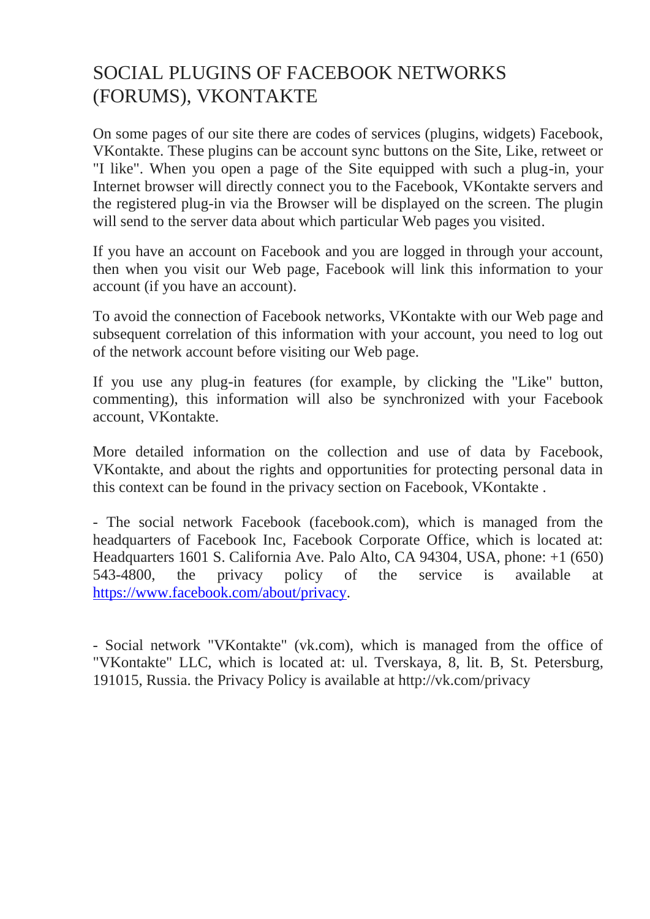# SOCIAL PLUGINS OF FACEBOOK NETWORKS (FORUMS), VKONTAKTE

On some pages of our site there are codes of services (plugins, widgets) Facebook, VKontakte. These plugins can be account sync buttons on the Site, Like, retweet or "I like". When you open a page of the Site equipped with such a plug-in, your Internet browser will directly connect you to the Facebook, VKontakte servers and the registered plug-in via the Browser will be displayed on the screen. The plugin will send to the server data about which particular Web pages you visited.

If you have an account on Facebook and you are logged in through your account, then when you visit our Web page, Facebook will link this information to your account (if you have an account).

To avoid the connection of Facebook networks, VKontakte with our Web page and subsequent correlation of this information with your account, you need to log out of the network account before visiting our Web page.

If you use any plug-in features (for example, by clicking the "Like" button, commenting), this information will also be synchronized with your Facebook account, VKontakte.

More detailed information on the collection and use of data by Facebook, VKontakte, and about the rights and opportunities for protecting personal data in this context can be found in the privacy section on Facebook, VKontakte .

- The social network Facebook (facebook.com), which is managed from the headquarters of Facebook Inc, Facebook Corporate Office, which is located at: Headquarters 1601 S. California Ave. Palo Alto, CA 94304, USA, phone: +1 (650) 543-4800, the privacy policy of the service is available at [https://www.facebook.com/about/privacy](https://www.facebook.com/about/privacy).

- Social network "VKontakte" (vk.com), which is managed from the office of "VKontakte" LLC, which is located at: ul. Tverskaya, 8, lit. B, St. Petersburg, 191015, Russia. the Privacy Policy is available at http://vk.com/privacy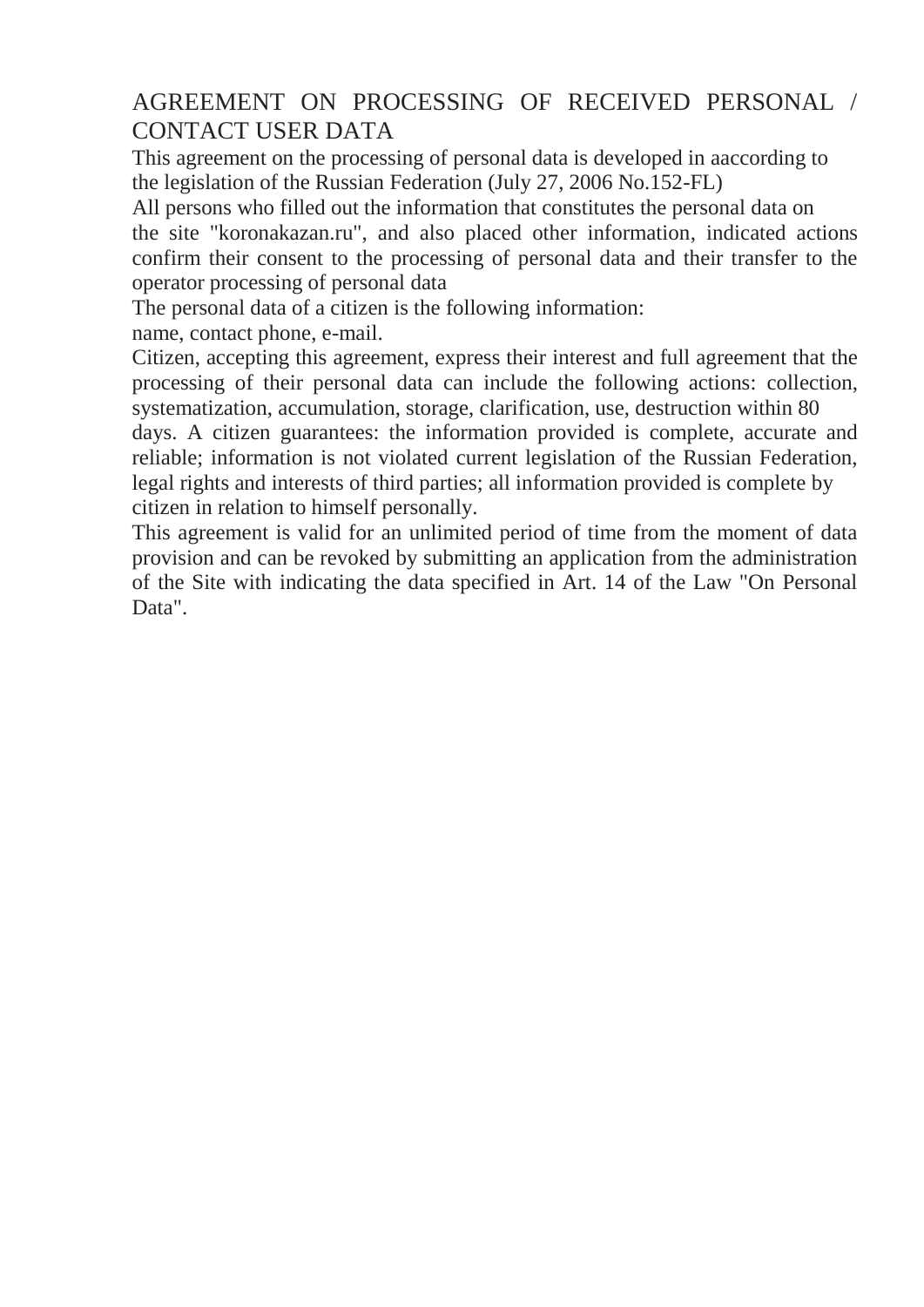# AGREEMENT ON PROCESSING OF RECEIVED PERSONAL / CONTACT USER DATA

This agreement on the processing of personal data is developed in aaccording to the legislation of the Russian Federation (July 27, 2006 No.152-FL)

All persons who filled out the information that constitutes the personal data on the site "koronakazan.ru", and also placed other information, indicated actions confirm their consent to the processing of personal data and their transfer to the operator processing of personal data

The personal data of a citizen is the following information:

name, contact phone, e-mail.

Citizen, accepting this agreement, express their interest and full agreement that the processing of their personal data can include the following actions: collection, systematization, accumulation, storage, clarification, use, destruction within 80 days. A citizen guarantees: the information provided is complete, accurate and reliable; information is not violated current legislation of the Russian Federation, legal rights and interests of third parties; all information provided is complete by citizen in relation to himself personally.

This agreement is valid for an unlimited period of time from the moment of data provision and can be revoked by submitting an application from the administration of the Site with indicating the data specified in Art. 14 of the Law "On Personal Data".